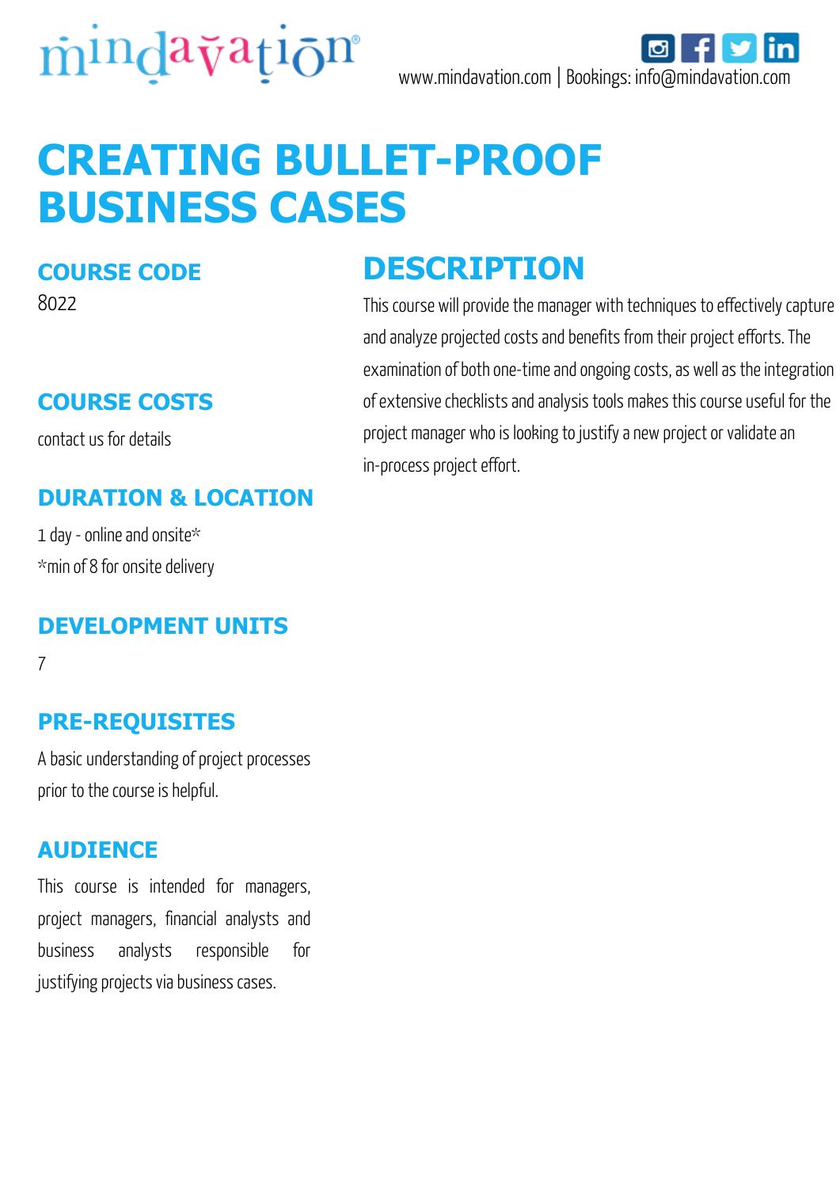mindavation

www.mindavation.com | Bookings: info@mindavation.com

# CREATING BULLET-PROOF BUSINESS CASES

## COURSE CODE

8022

## COURSE COSTS

contact us for details

## DURATION & LOCATION

1 day - online and onsite*

*min of 8 for onsite delivery

## DEVELOPMENT UNITS

7

## PRE-REQUISITES

A basic understanding of project processes prior to the course is helpful.

## AUDIENCE

This course is intended for managers, project managers, financial analysts and business analysts responsible for justifying projects via business cases.

## DESCRIPTION

This course will provide the manager with techniques to effectively capture and analyze projected costs and benefits from their project efforts. The examination of both one-time and ongoing costs, as well as the integration of extensive checklists and analysis tools makes this course useful for the project manager who is looking to justify a new project or validate an in-process project effort.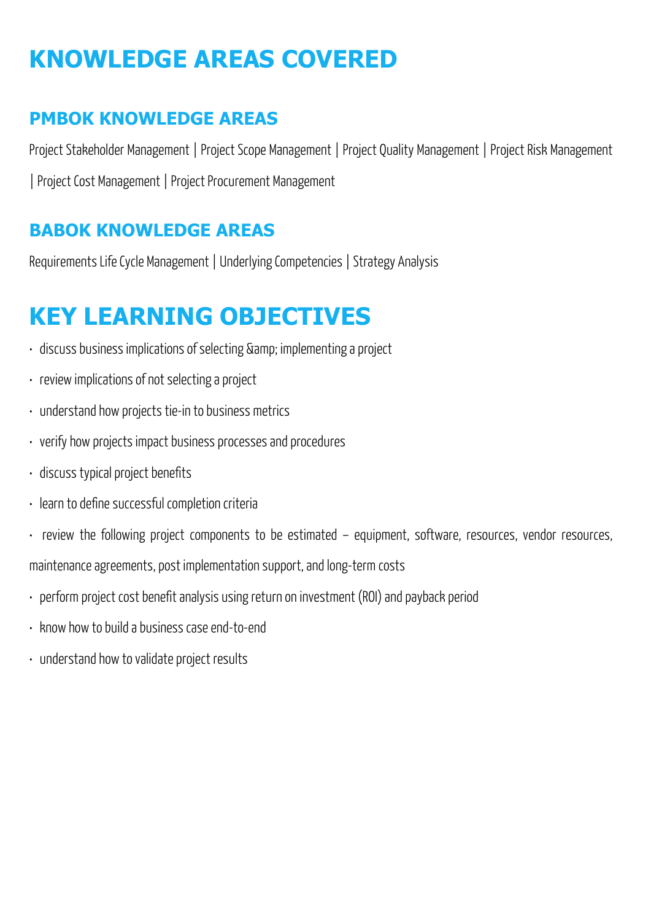# KNOWLEDGE AREAS COVERED

## PMBOK KNOWLEDGE AREAS

Project Stakeholder Management | Project Scope Management | Project Quality Management | Project Risk Management | Project Cost Management | Project Procurement Management

## BABOK KNOWLEDGE AREAS

Requirements Life Cycle Management | Underlying Competencies | Strategy Analysis

# KEY LEARNING OBJECTIVES

- discuss business implications of selecting &amp; implementing a project
- review implications of not selecting a project
- understand how projects tie-in to business metrics
- verify how projects impact business processes and procedures
- discuss typical project benefits
- learn to define successful completion criteria
- review the following project components to be estimated – equipment, software, resources, vendor resources, maintenance agreements, post implementation support, and long-term costs
- perform project cost benefit analysis using return on investment (ROI) and payback period
- know how to build a business case end-to-end
- understand how to validate project results